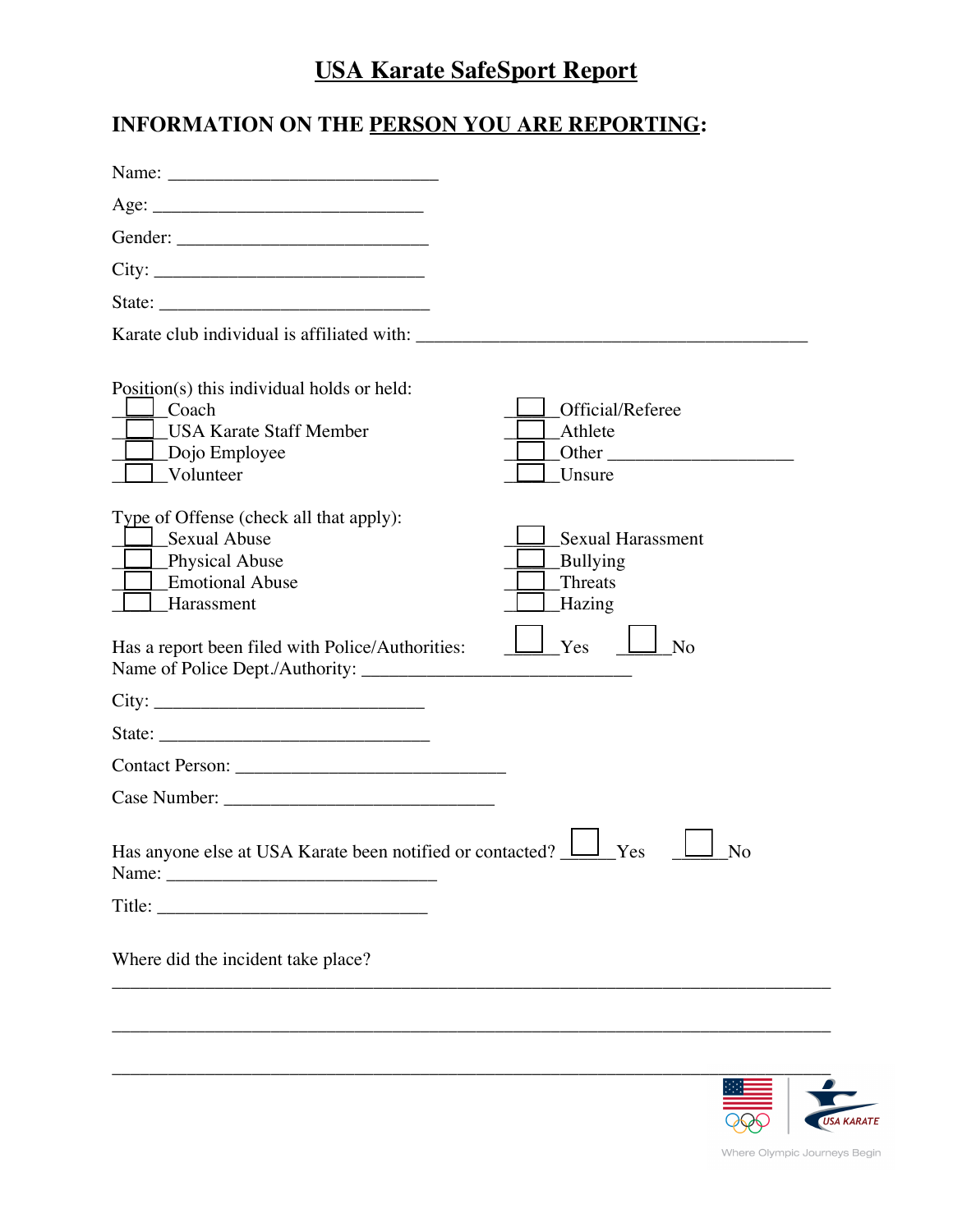# USA Karate SafeSport Report

## INFORMATION ON THE PERSON YOU ARE REPORTING:

Name: ______________________________

Age: ______________________________

Gender: ____________________________

City: ______________________________

State: ______________________________

Karate club individual is affiliated with: ____________________________________________

Position(s) this individual holds or held:

- ☐ Coach
- ☐ USA Karate Staff Member
- ☐ Dojo Employee
- ☐ Volunteer
- ☐ Official/Referee
- ☐ Athlete
- ☐ Other ____________________
- ☐ Unsure

Type of Offense (check all that apply):

- ☐ Sexual Abuse
- ☐ Physical Abuse
- ☐ Emotional Abuse
- ☐ Harassment
- ☐ Sexual Harassment
- ☐ Bullying
- ☐ Threats
- ☐ Hazing

Has a report been filed with Police/Authorities: ☐ Yes ☐ No

Name of Police Dept./Authority: ______________________________

City: ______________________________

State: ______________________________

Contact Person: ______________________________

Case Number: ______________________________

Has anyone else at USA Karate been notified or contacted? ☐ Yes ☐ No

Name: ______________________________

Title: ______________________________

Where did the incident take place?

________________________________________________________________________________

________________________________________________________________________________

________________________________________________________________________________

Where Olympic Journeys Begin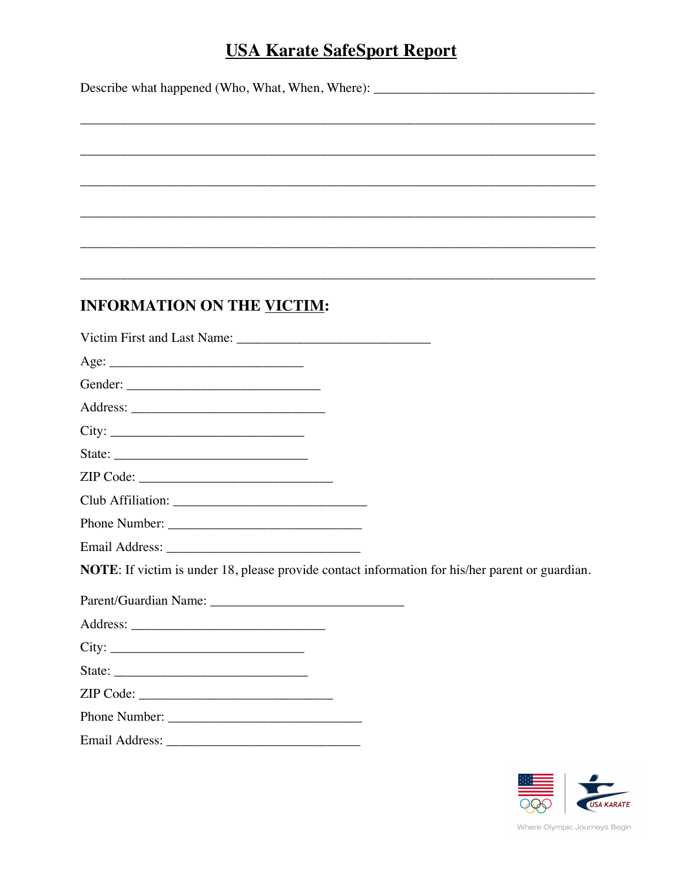# USA Karate SafeSport Report

Describe what happened (Who, What, When, Where): __________________________________

___________________________________________________________________________

___________________________________________________________________________

___________________________________________________________________________

___________________________________________________________________________

___________________________________________________________________________

___________________________________________________________________________

## INFORMATION ON THE VICTIM:

Victim First and Last Name: ______________________________

Age: ______________________________

Gender: ______________________________

Address: ______________________________

City: ______________________________

State: ______________________________

ZIP Code: ______________________________

Club Affiliation: ______________________________

Phone Number: ______________________________

Email Address: ______________________________

**NOTE**: If victim is under 18, please provide contact information for his/her parent or guardian.

Parent/Guardian Name: ______________________________

Address: ______________________________

City: ______________________________

State: ______________________________

ZIP Code: ______________________________

Phone Number: ______________________________

Email Address: ______________________________

USA KARATE

Where Olympic Journeys Begin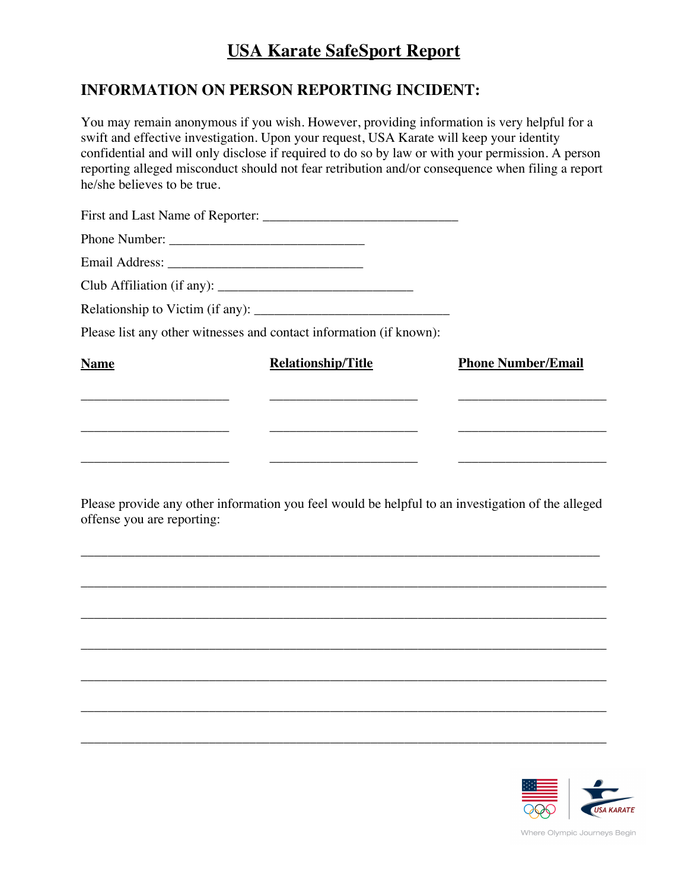# USA Karate SafeSport Report

## INFORMATION ON PERSON REPORTING INCIDENT:

You may remain anonymous if you wish. However, providing information is very helpful for a swift and effective investigation. Upon your request, USA Karate will keep your identity confidential and will only disclose if required to do so by law or with your permission. A person reporting alleged misconduct should not fear retribution and/or consequence when filing a report he/she believes to be true.

First and Last Name of Reporter: ______________________________

Phone Number: ______________________________

Email Address: ______________________________

Club Affiliation (if any): ______________________________

Relationship to Victim (if any): ______________________________

Please list any other witnesses and contact information (if known):

| Name | Relationship/Title | Phone Number/Email |
| --- | --- | --- |
| ______________________ | ______________________ | ______________________ |
| ______________________ | ______________________ | ______________________ |
| ______________________ | ______________________ | ______________________ |

Please provide any other information you feel would be helpful to an investigation of the alleged offense you are reporting:

________________________________________________________________________________

________________________________________________________________________________

________________________________________________________________________________

________________________________________________________________________________

________________________________________________________________________________

________________________________________________________________________________

________________________________________________________________________________

USA KARATE

Where Olympic Journeys Begin